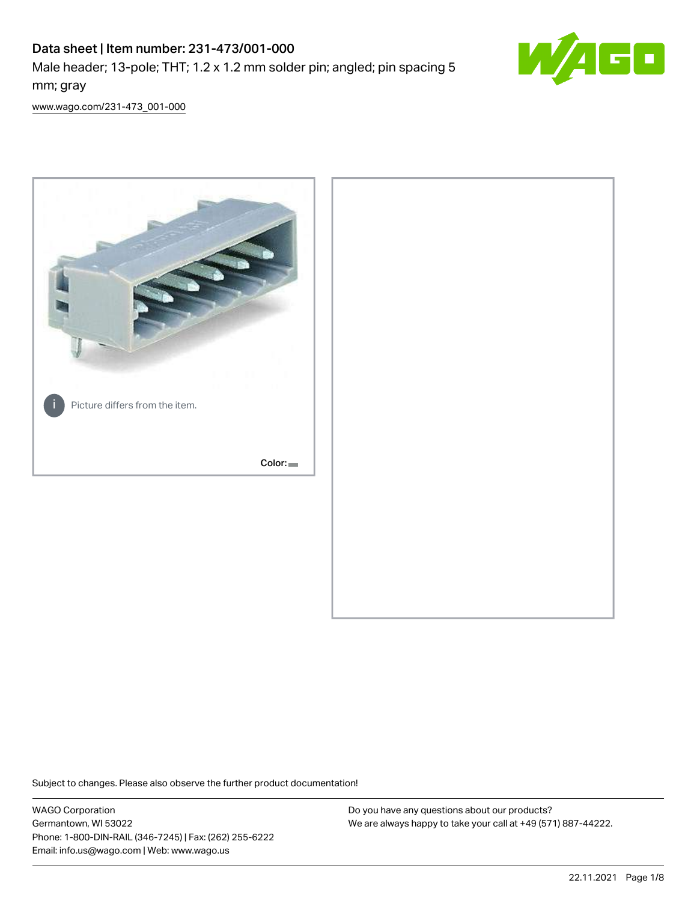# Data sheet | Item number: 231-473/001-000

Male header; 13-pole; THT; 1.2 x 1.2 mm solder pin; angled; pin spacing 5 mm; gray

www.wago.com/231-473_001-000

Picture differs from the item.

Color:

Subject to changes. Please also observe the further product documentation!

WAGO Corporation
Germantown, WI 53022
Phone: 1-800-DIN-RAIL (346-7245) | Fax: (262) 255-6222
Email: info.us@wago.com | Web: www.wago.us

Do you have any questions about our products?
We are always happy to take your call at +49 (571) 887-44222.

22.11.2021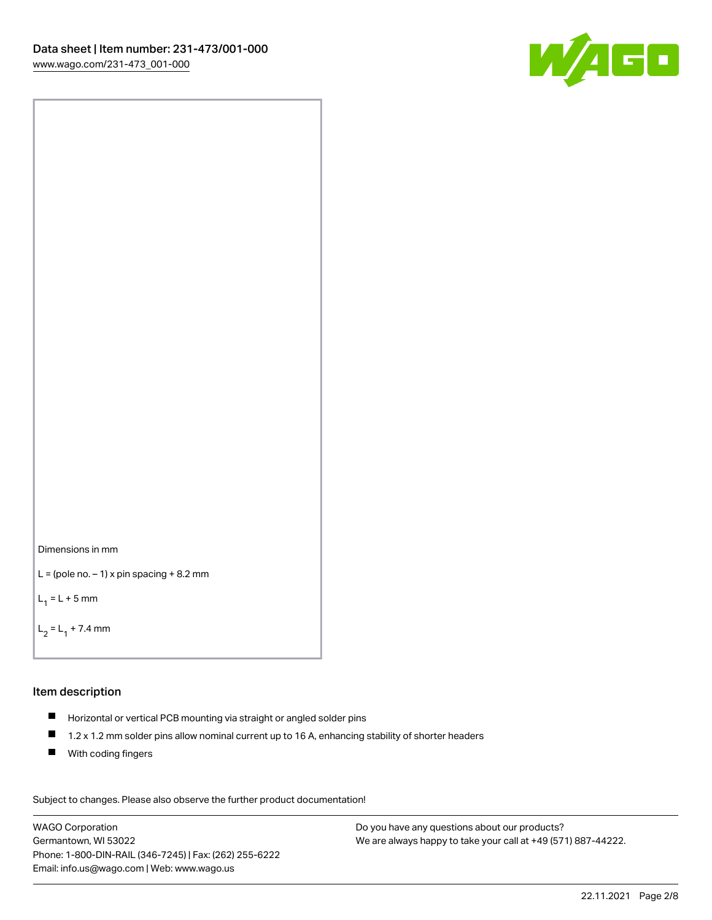Dimensions in mm

L = (pole no. – 1) x pin spacing + 8.2 mm

$L_1$ = L + 5 mm

$L_2$ = $L_1$ + 7.4 mm

## Item description

- Horizontal or vertical PCB mounting via straight or angled solder pins
- 1.2 x 1.2 mm solder pins allow nominal current up to 16 A, enhancing stability of shorter headers
- With coding fingers

Subject to changes. Please also observe the further product documentation!

WAGO Corporation
Germantown, WI 53022
Phone: 1-800-DIN-RAIL (346-7245) | Fax: (262) 255-6222
Email: info.us@wago.com | Web: www.wago.us

Do you have any questions about our products?
We are always happy to take your call at +49 (571) 887-44222.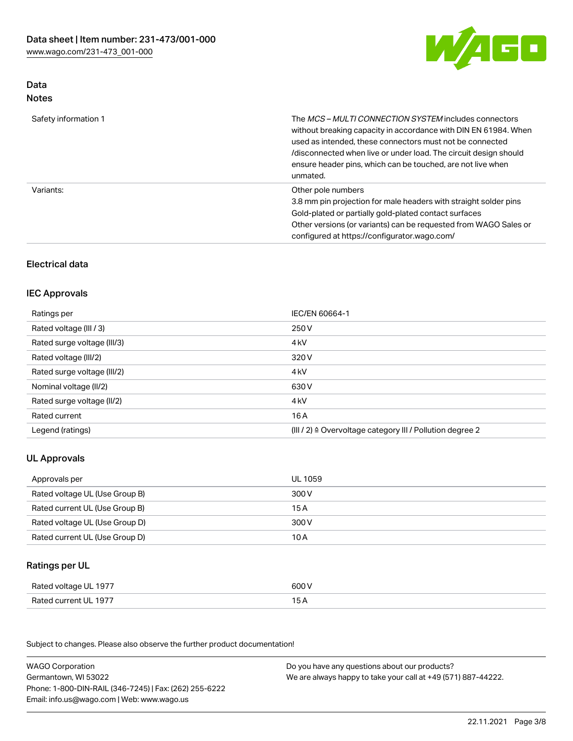## Data
### Notes

| | |
|---|---|
| Safety information 1 | The *MCS – MULTI CONNECTION SYSTEM* includes connectors without breaking capacity in accordance with DIN EN 61984. When used as intended, these connectors must not be connected /disconnected when live or under load. The circuit design should ensure header pins, which can be touched, are not live when unmated. |
| Variants: | Other pole numbers<br>3.8 mm pin projection for male headers with straight solder pins<br>Gold-plated or partially gold-plated contact surfaces<br>Other versions (or variants) can be requested from WAGO Sales or configured at https://configurator.wago.com/ |

## Electrical data

### IEC Approvals

| | |
|---|---|
| Ratings per | IEC/EN 60664-1 |
| Rated voltage (III / 3) | 250 V |
| Rated surge voltage (III/3) | 4 kV |
| Rated voltage (III/2) | 320 V |
| Rated surge voltage (III/2) | 4 kV |
| Nominal voltage (II/2) | 630 V |
| Rated surge voltage (II/2) | 4 kV |
| Rated current | 16 A |
| Legend (ratings) | (III / 2) ≙ Overvoltage category III / Pollution degree 2 |

### UL Approvals

| | |
|---|---|
| Approvals per | UL 1059 |
| Rated voltage UL (Use Group B) | 300 V |
| Rated current UL (Use Group B) | 15 A |
| Rated voltage UL (Use Group D) | 300 V |
| Rated current UL (Use Group D) | 10 A |

### Ratings per UL

| | |
|---|---|
| Rated voltage UL 1977 | 600 V |
| Rated current UL 1977 | 15 A |

Subject to changes. Please also observe the further product documentation!

WAGO Corporation
Germantown, WI 53022
Phone: 1-800-DIN-RAIL (346-7245) | Fax: (262) 255-6222
Email: info.us@wago.com | Web: www.wago.us

Do you have any questions about our products?
We are always happy to take your call at +49 (571) 887-44222.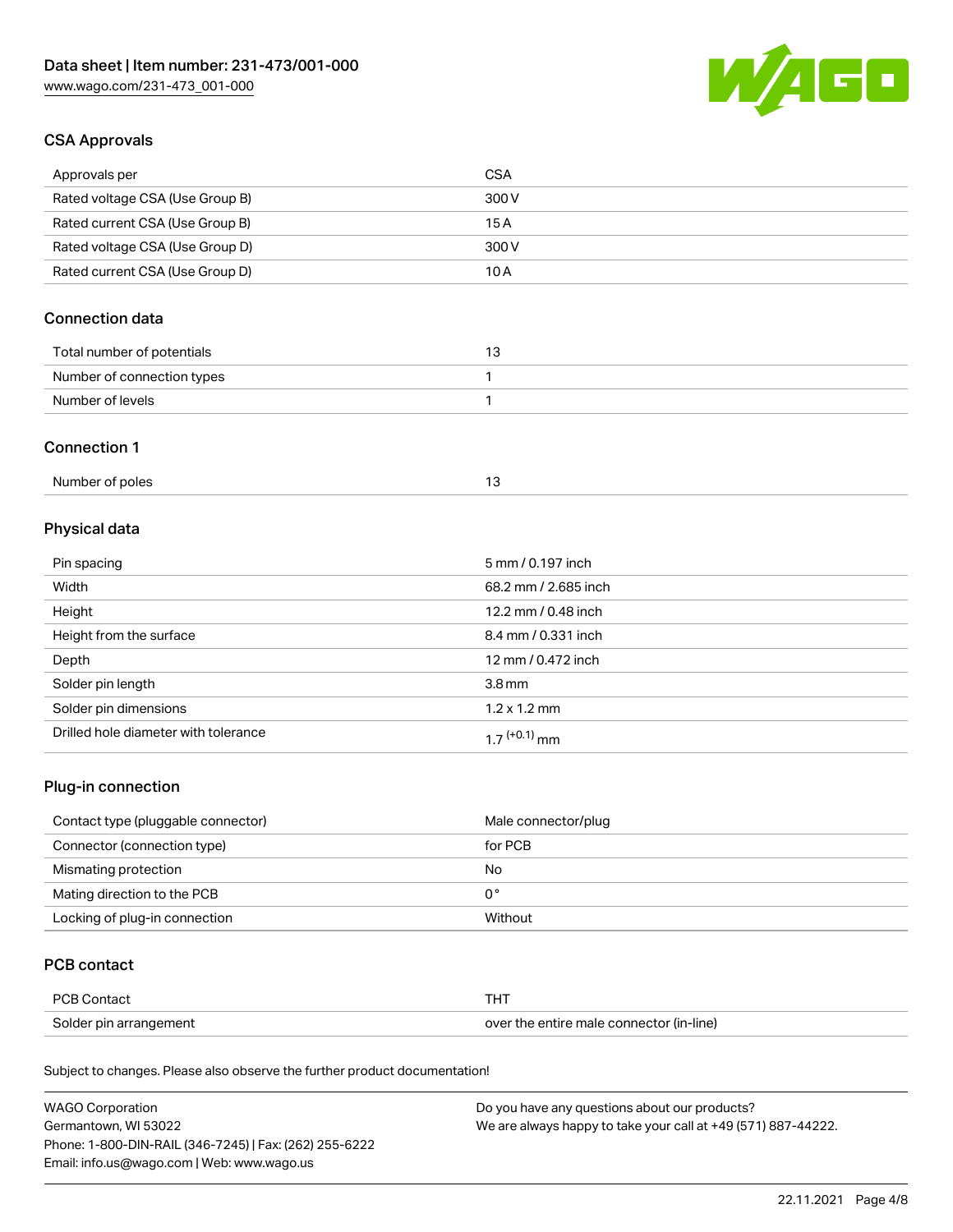## CSA Approvals

| | |
|---|---|
| Approvals per | CSA |
| Rated voltage CSA (Use Group B) | 300 V |
| Rated current CSA (Use Group B) | 15 A |
| Rated voltage CSA (Use Group D) | 300 V |
| Rated current CSA (Use Group D) | 10 A |

## Connection data

| | |
|---|---|
| Total number of potentials | 13 |
| Number of connection types | 1 |
| Number of levels | 1 |

## Connection 1

| | |
|---|---|
| Number of poles | 13 |

## Physical data

| | |
|---|---|
| Pin spacing | 5 mm / 0.197 inch |
| Width | 68.2 mm / 2.685 inch |
| Height | 12.2 mm / 0.48 inch |
| Height from the surface | 8.4 mm / 0.331 inch |
| Depth | 12 mm / 0.472 inch |
| Solder pin length | 3.8 mm |
| Solder pin dimensions | 1.2 x 1.2 mm |
| Drilled hole diameter with tolerance | $1.7^{(+0.1)}$ mm |

## Plug-in connection

| | |
|---|---|
| Contact type (pluggable connector) | Male connector/plug |
| Connector (connection type) | for PCB |
| Mismating protection | No |
| Mating direction to the PCB | 0 ° |
| Locking of plug-in connection | Without |

## PCB contact

| | |
|---|---|
| PCB Contact | THT |
| Solder pin arrangement | over the entire male connector (in-line) |

Subject to changes. Please also observe the further product documentation!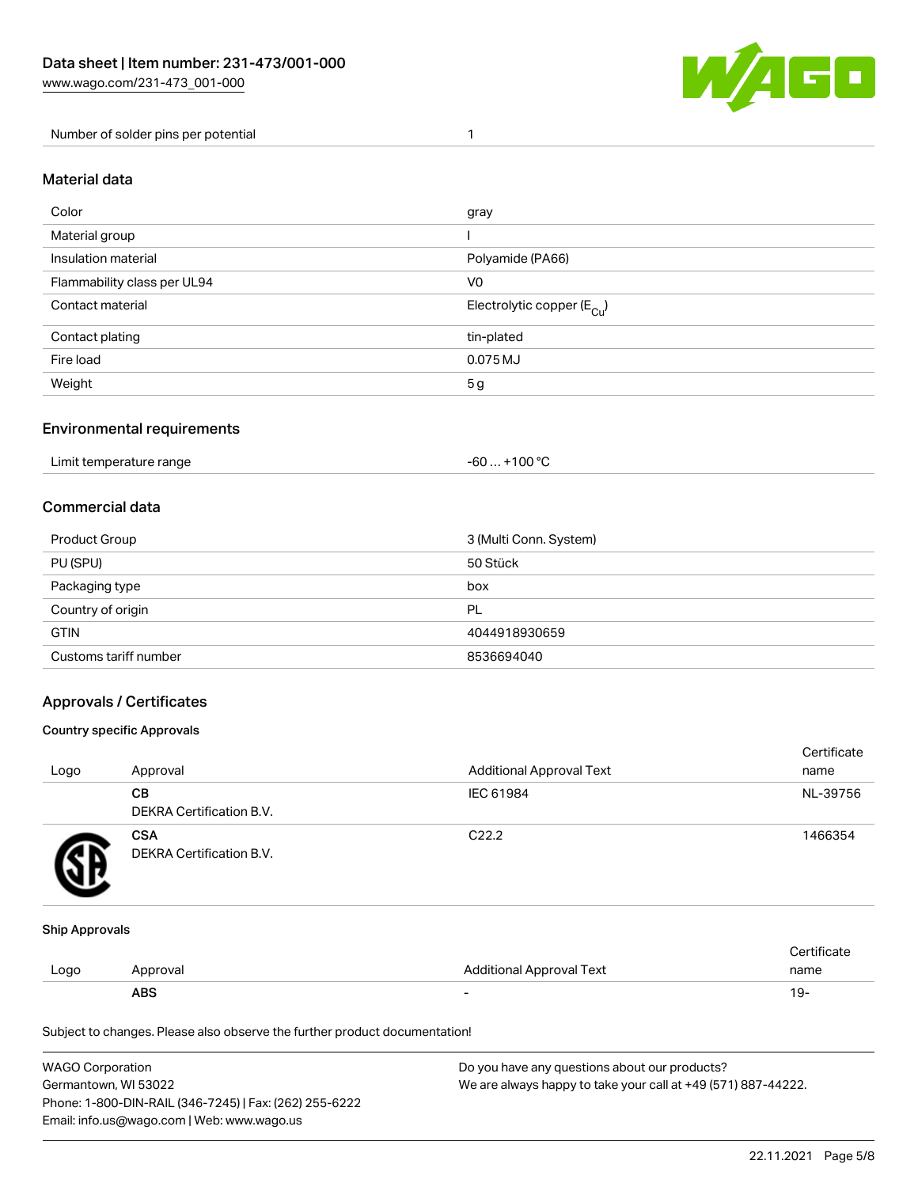| Number of solder pins per potential | 1 |
| --- | --- |

## Material data

| Color | gray |
| --- | --- |
| Material group | I |
| Insulation material | Polyamide (PA66) |
| Flammability class per UL94 | V0 |
| Contact material | Electrolytic copper ($E_{Cu}$) |
| Contact plating | tin-plated |
| Fire load | 0.075 MJ |
| Weight | 5 g |

## Environmental requirements

| Limit temperature range | -60 … +100 °C |
| --- | --- |

## Commercial data

| Product Group | 3 (Multi Conn. System) |
| --- | --- |
| PU (SPU) | 50 Stück |
| Packaging type | box |
| Country of origin | PL |
| GTIN | 4044918930659 |
| Customs tariff number | 8536694040 |

## Approvals / Certificates

### Country specific Approvals

| Logo | Approval | Additional Approval Text | Certificate name |
| --- | --- | --- | --- |
| | **CB** DEKRA Certification B.V. | IEC 61984 | NL-39756 |
| | **CSA** DEKRA Certification B.V. | C22.2 | 1466354 |

### Ship Approvals

| Logo | Approval | Additional Approval Text | Certificate name |
| --- | --- | --- | --- |
| | **ABS** | - | 19- |

Subject to changes. Please also observe the further product documentation!

WAGO Corporation
Germantown, WI 53022
Phone: 1-800-DIN-RAIL (346-7245) | Fax: (262) 255-6222
Email: info.us@wago.com | Web: www.wago.us

Do you have any questions about our products?
We are always happy to take your call at +49 (571) 887-44222.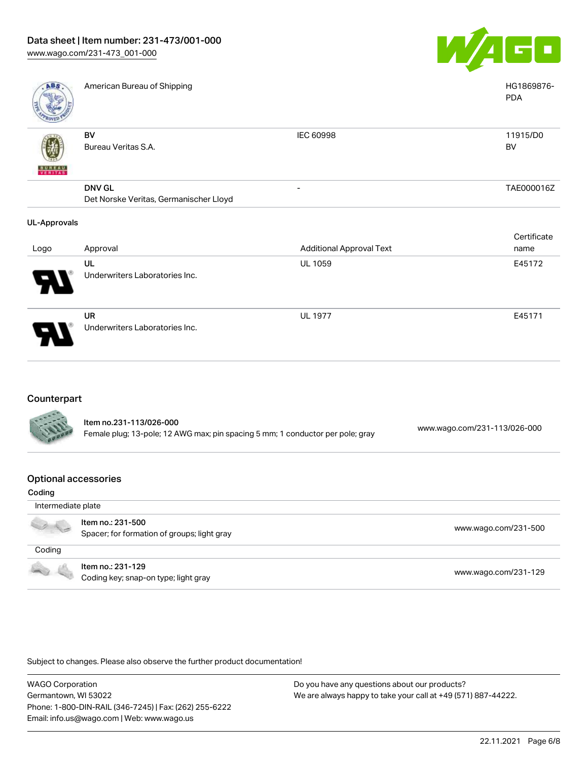| Logo | Approval | Additional Approval Text | Certificate name |
|---|---|---|---|
| | American Bureau of Shipping | | HG1869876-PDA |
| | BV<br>Bureau Veritas S.A. | IEC 60998 | 11915/D0 BV |
| | DNV GL<br>Det Norske Veritas, Germanischer Lloyd | - | TAE000016Z |

UL-Approvals

| Logo | Approval | Additional Approval Text | Certificate name |
|---|---|---|---|
| | UL<br>Underwriters Laboratories Inc. | UL 1059 | E45172 |
| | UR<br>Underwriters Laboratories Inc. | UL 1977 | E45171 |

## Counterpart

| | | |
|---|---|---|
| | **Item no.231-113/026-000**<br>Female plug; 13-pole; 12 AWG max; pin spacing 5 mm; 1 conductor per pole; gray | www.wago.com/231-113/026-000 |

## Optional accessories

Coding

| | | |
|---|---|---|
| Intermediate plate | | |
| | **Item no.: 231-500**<br>Spacer; for formation of groups; light gray | www.wago.com/231-500 |
| Coding | | |
| | **Item no.: 231-129**<br>Coding key; snap-on type; light gray | www.wago.com/231-129 |

Subject to changes. Please also observe the further product documentation!

WAGO Corporation
Germantown, WI 53022
Phone: 1-800-DIN-RAIL (346-7245) | Fax: (262) 255-6222
Email: info.us@wago.com | Web: www.wago.us

Do you have any questions about our products?
We are always happy to take your call at +49 (571) 887-44222.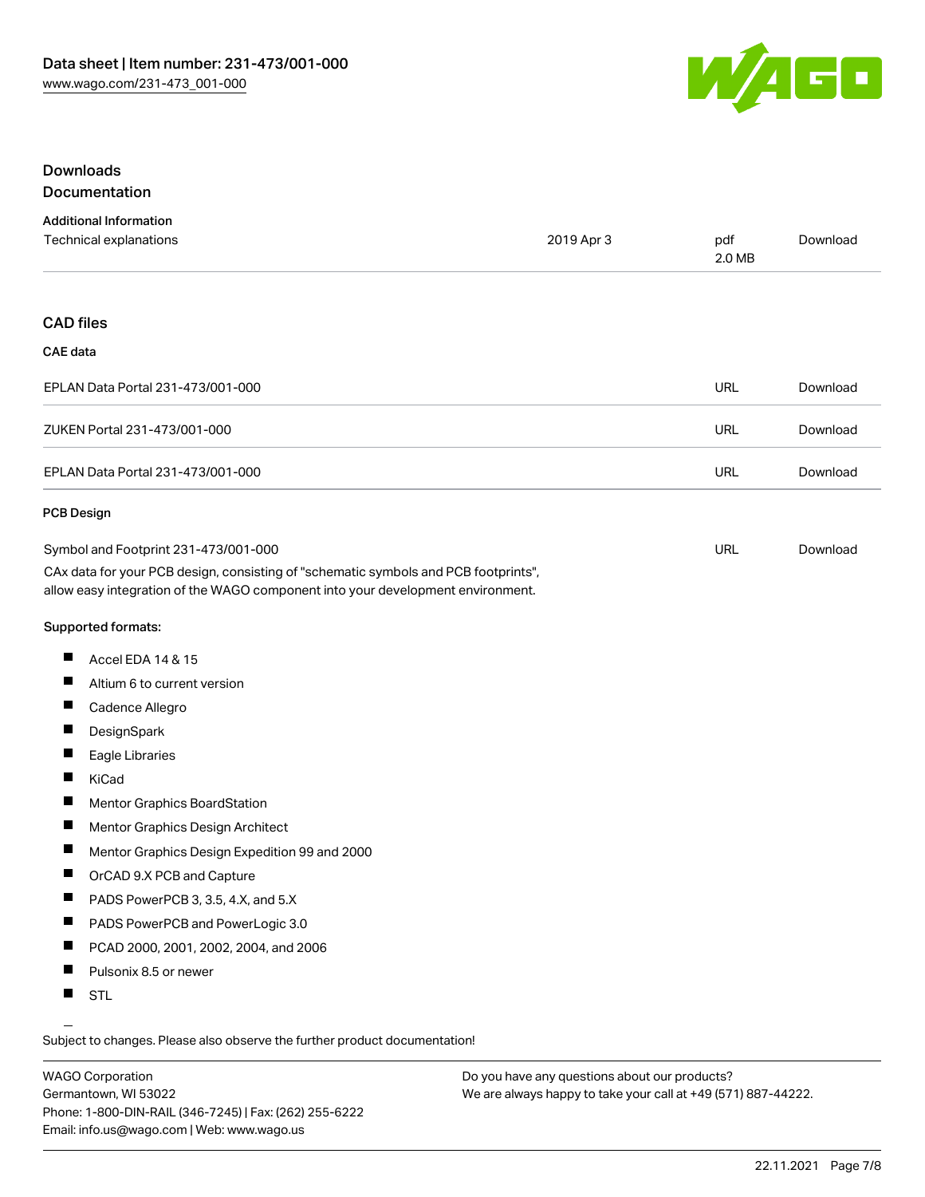## Downloads

### Documentation

#### Additional Information

| | | | |
|---|---|---|---|
| Technical explanations | 2019 Apr 3 | pdf 2.0 MB | Download |

### CAD files

#### CAE data

| | | |
|---|---|---|
| EPLAN Data Portal 231-473/001-000 | URL | Download |
| ZUKEN Portal 231-473/001-000 | URL | Download |
| EPLAN Data Portal 231-473/001-000 | URL | Download |

#### PCB Design

| | | |
|---|---|---|
| Symbol and Footprint 231-473/001-000 | URL | Download |

CAx data for your PCB design, consisting of "schematic symbols and PCB footprints", allow easy integration of the WAGO component into your development environment.

Supported formats:

- Accel EDA 14 & 15
- Altium 6 to current version
- Cadence Allegro
- DesignSpark
- Eagle Libraries
- KiCad
- Mentor Graphics BoardStation
- Mentor Graphics Design Architect
- Mentor Graphics Design Expedition 99 and 2000
- OrCAD 9.X PCB and Capture
- PADS PowerPCB 3, 3.5, 4.X, and 5.X
- PADS PowerPCB and PowerLogic 3.0
- PCAD 2000, 2001, 2002, 2004, and 2006
- Pulsonix 8.5 or newer
- STL

Subject to changes. Please also observe the further product documentation!

WAGO Corporation
Germantown, WI 53022
Phone: 1-800-DIN-RAIL (346-7245) | Fax: (262) 255-6222
Email: info.us@wago.com | Web: www.wago.us

Do you have any questions about our products?
We are always happy to take your call at +49 (571) 887-44222.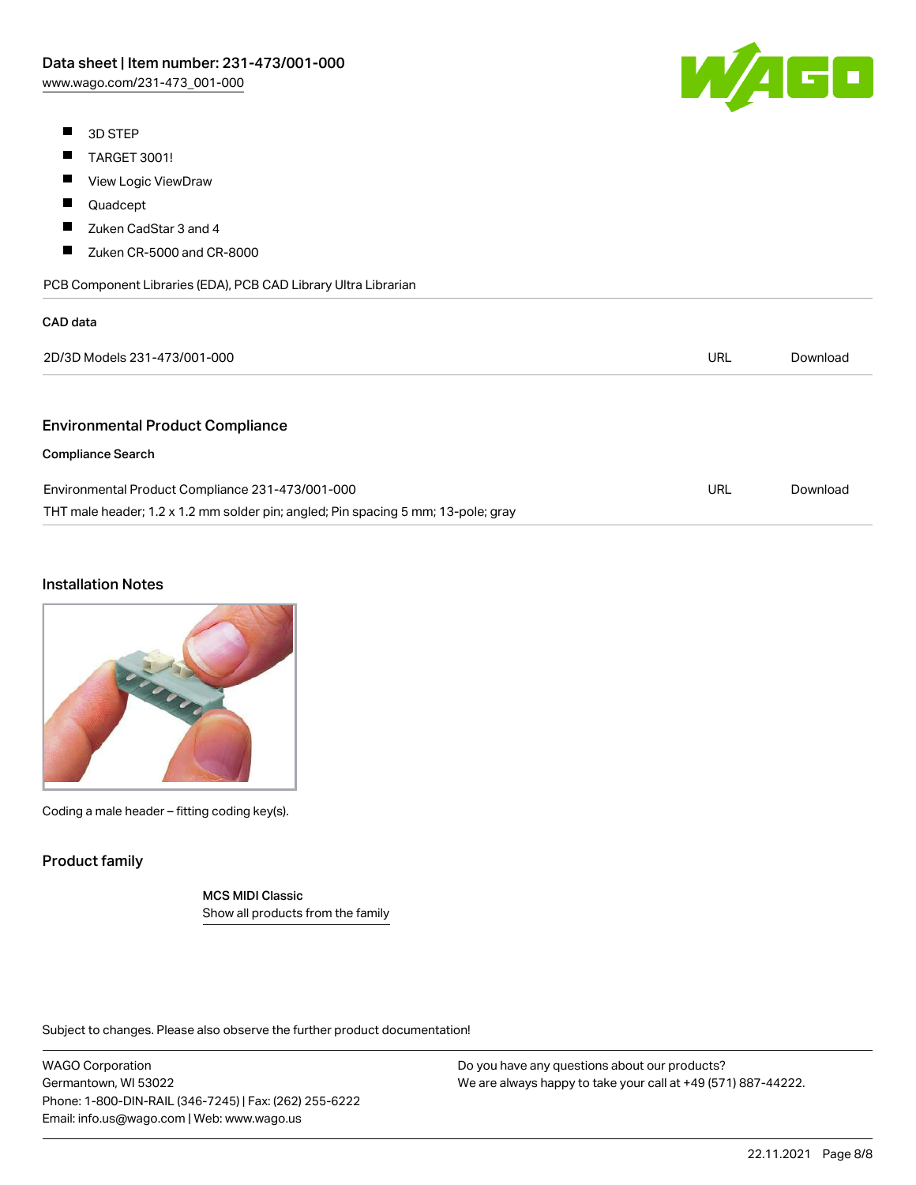- 3D STEP
- TARGET 3001!
- View Logic ViewDraw
- Quadcept
- Zuken CadStar 3 and 4
- Zuken CR-5000 and CR-8000

PCB Component Libraries (EDA), PCB CAD Library Ultra Librarian

**CAD data**

| | | |
|---|---|---|
| 2D/3D Models 231-473/001-000 | URL | Download |

## Environmental Product Compliance

**Compliance Search**

| | | |
|---|---|---|
| Environmental Product Compliance 231-473/001-000<br>THT male header; 1.2 x 1.2 mm solder pin; angled; Pin spacing 5 mm; 13-pole; gray | URL | Download |

## Installation Notes

Coding a male header – fitting coding key(s).

## Product family

MCS MIDI Classic
Show all products from the family

Subject to changes. Please also observe the further product documentation!

WAGO Corporation
Germantown, WI 53022
Phone: 1-800-DIN-RAIL (346-7245) | Fax: (262) 255-6222
Email: info.us@wago.com | Web: www.wago.us

Do you have any questions about our products?
We are always happy to take your call at +49 (571) 887-44222.